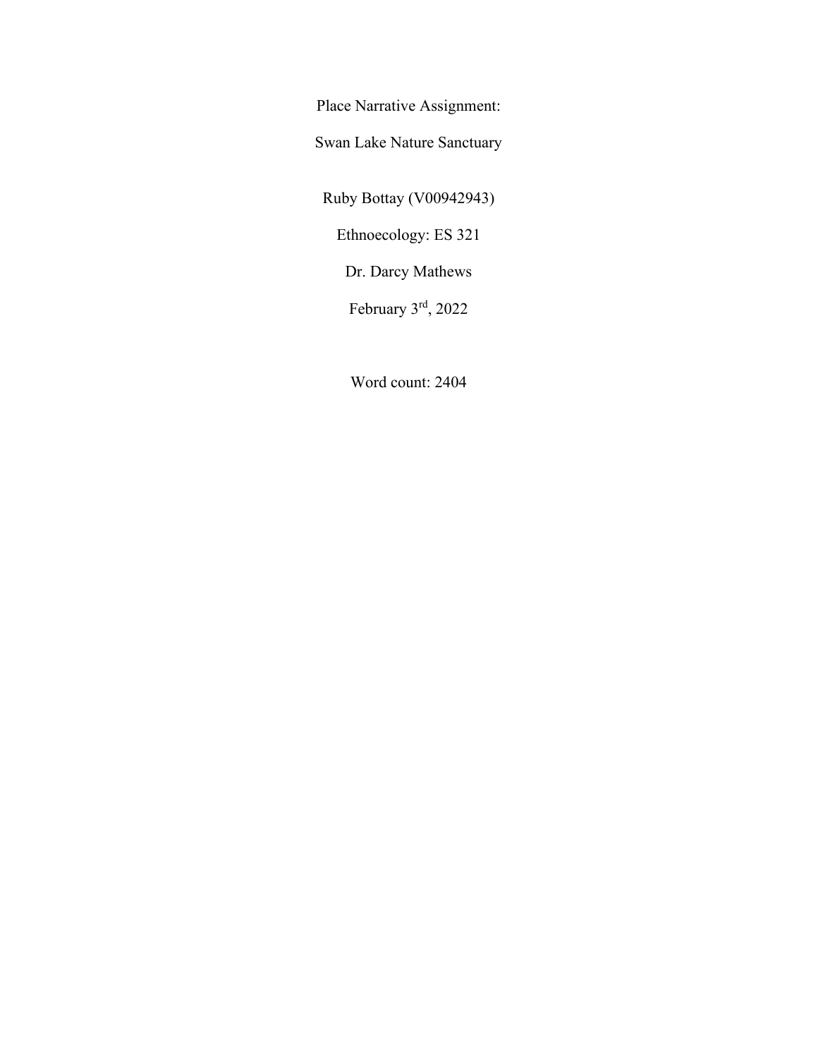Place Narrative Assignment:

Swan Lake Nature Sanctuary

Ruby Bottay (V00942943)

Ethnoecology: ES 321

Dr. Darcy Mathews

February 3rd, 2022

Word count: 2404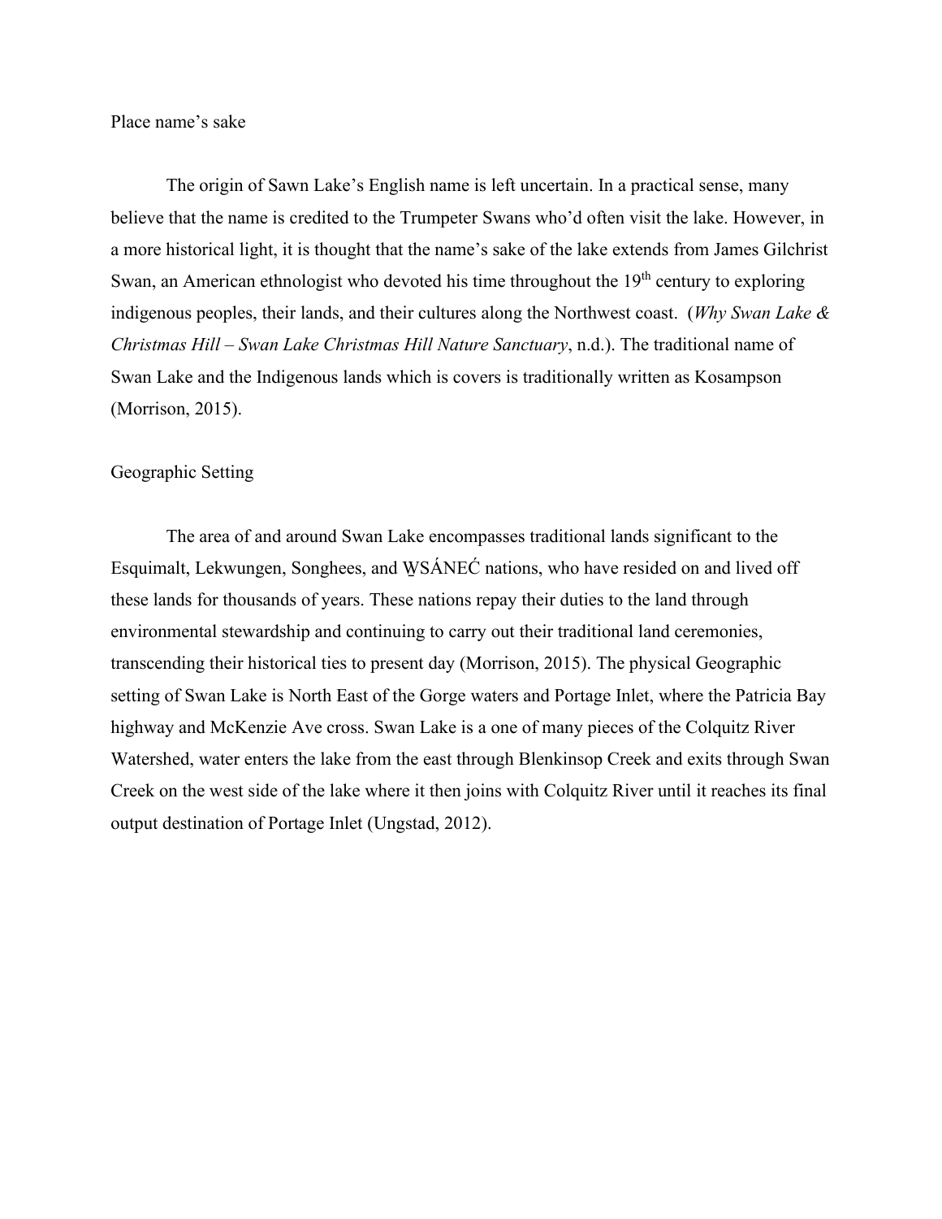## Place name's sake

The origin of Sawn Lake's English name is left uncertain. In a practical sense, many believe that the name is credited to the Trumpeter Swans who'd often visit the lake. However, in a more historical light, it is thought that the name's sake of the lake extends from James Gilchrist Swan, an American ethnologist who devoted his time throughout the 19th century to exploring indigenous peoples, their lands, and their cultures along the Northwest coast. (*Why Swan Lake & Christmas Hill – Swan Lake Christmas Hill Nature Sanctuary*, n.d.). The traditional name of Swan Lake and the Indigenous lands which is covers is traditionally written as Kosampson (Morrison, 2015).

## Geographic Setting

The area of and around Swan Lake encompasses traditional lands significant to the Esquimalt, Lekwungen, Songhees, and W̱SÁNEĆ nations, who have resided on and lived off these lands for thousands of years. These nations repay their duties to the land through environmental stewardship and continuing to carry out their traditional land ceremonies, transcending their historical ties to present day (Morrison, 2015). The physical Geographic setting of Swan Lake is North East of the Gorge waters and Portage Inlet, where the Patricia Bay highway and McKenzie Ave cross. Swan Lake is a one of many pieces of the Colquitz River Watershed, water enters the lake from the east through Blenkinsop Creek and exits through Swan Creek on the west side of the lake where it then joins with Colquitz River until it reaches its final output destination of Portage Inlet (Ungstad, 2012).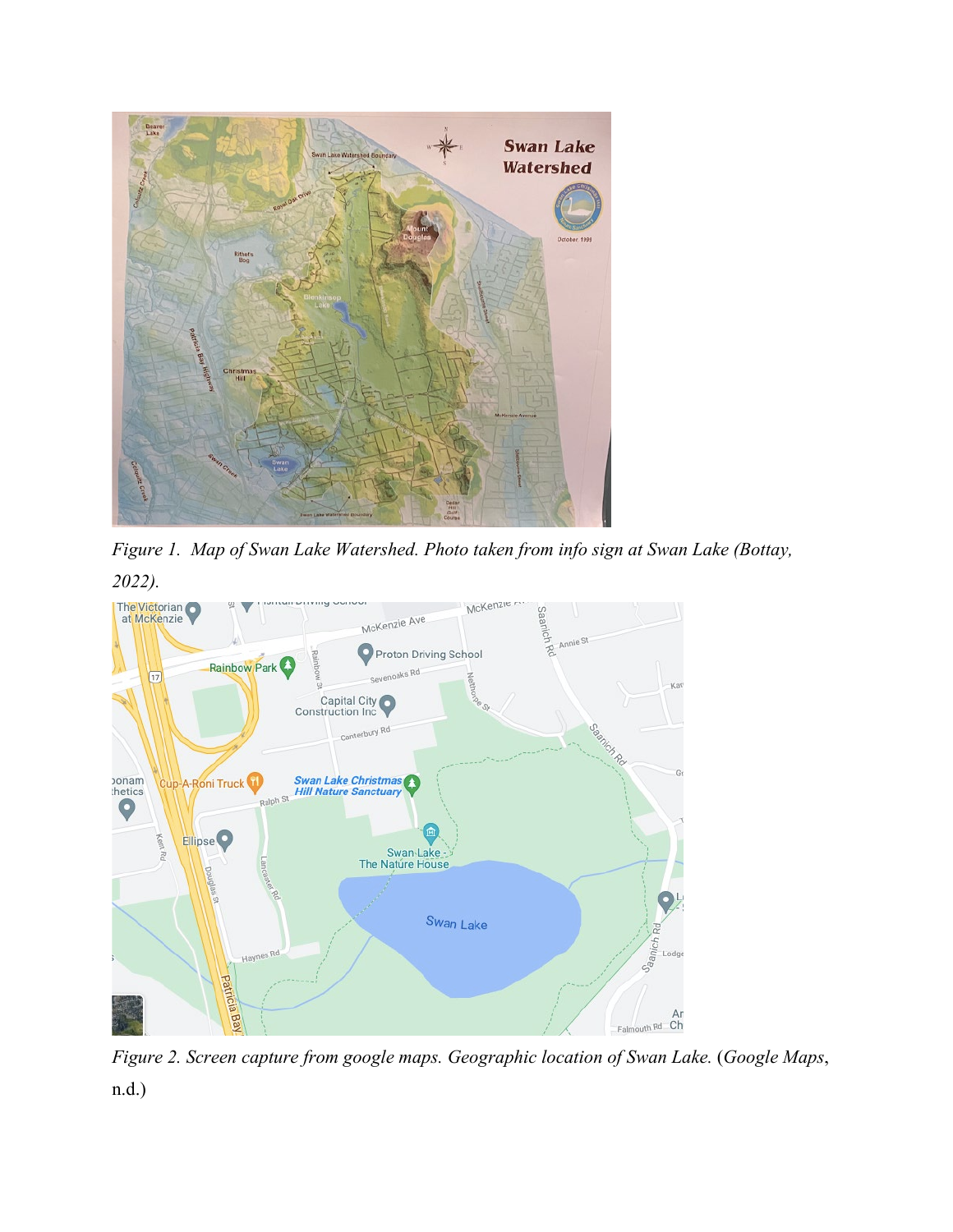*Figure 1. Map of Swan Lake Watershed. Photo taken from info sign at Swan Lake (Bottay, 2022).*

*Figure 2. Screen capture from google maps. Geographic location of Swan Lake. (Google Maps, n.d.)*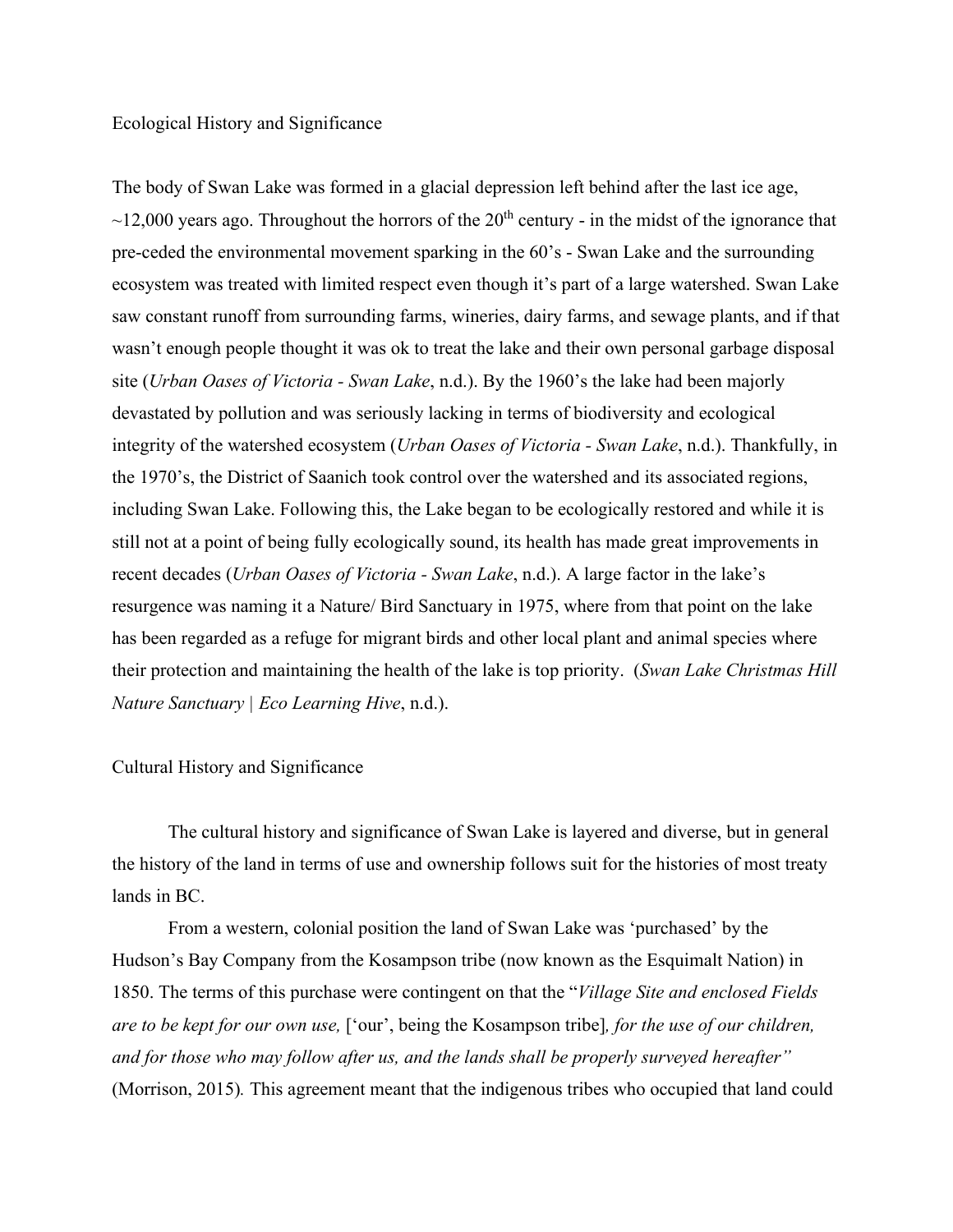## Ecological History and Significance

The body of Swan Lake was formed in a glacial depression left behind after the last ice age, ~12,000 years ago. Throughout the horrors of the 20th century - in the midst of the ignorance that pre-ceded the environmental movement sparking in the 60's - Swan Lake and the surrounding ecosystem was treated with limited respect even though it's part of a large watershed. Swan Lake saw constant runoff from surrounding farms, wineries, dairy farms, and sewage plants, and if that wasn't enough people thought it was ok to treat the lake and their own personal garbage disposal site (*Urban Oases of Victoria - Swan Lake*, n.d.). By the 1960's the lake had been majorly devastated by pollution and was seriously lacking in terms of biodiversity and ecological integrity of the watershed ecosystem (*Urban Oases of Victoria - Swan Lake*, n.d.). Thankfully, in the 1970's, the District of Saanich took control over the watershed and its associated regions, including Swan Lake. Following this, the Lake began to be ecologically restored and while it is still not at a point of being fully ecologically sound, its health has made great improvements in recent decades (*Urban Oases of Victoria - Swan Lake*, n.d.). A large factor in the lake's resurgence was naming it a Nature/ Bird Sanctuary in 1975, where from that point on the lake has been regarded as a refuge for migrant birds and other local plant and animal species where their protection and maintaining the health of the lake is top priority. (*Swan Lake Christmas Hill Nature Sanctuary | Eco Learning Hive*, n.d.).

## Cultural History and Significance

The cultural history and significance of Swan Lake is layered and diverse, but in general the history of the land in terms of use and ownership follows suit for the histories of most treaty lands in BC.

From a western, colonial position the land of Swan Lake was 'purchased' by the Hudson's Bay Company from the Kosampson tribe (now known as the Esquimalt Nation) in 1850. The terms of this purchase were contingent on that the "*Village Site and enclosed Fields are to be kept for our own use,* ['our', being the Kosampson tribe]*, for the use of our children, and for those who may follow after us, and the lands shall be properly surveyed hereafter"* (Morrison, 2015). This agreement meant that the indigenous tribes who occupied that land could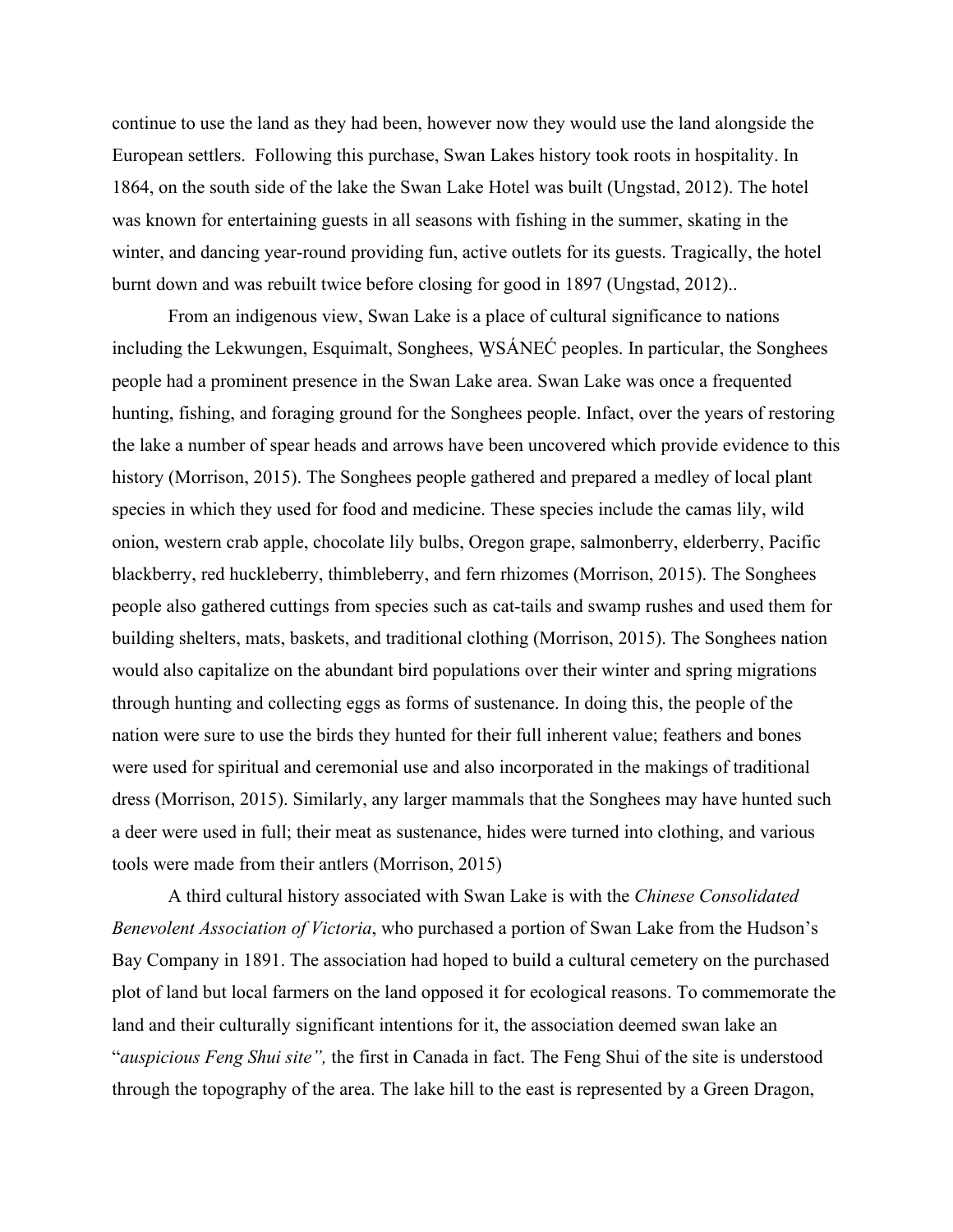continue to use the land as they had been, however now they would use the land alongside the European settlers. Following this purchase, Swan Lakes history took roots in hospitality. In 1864, on the south side of the lake the Swan Lake Hotel was built (Ungstad, 2012). The hotel was known for entertaining guests in all seasons with fishing in the summer, skating in the winter, and dancing year-round providing fun, active outlets for its guests. Tragically, the hotel burnt down and was rebuilt twice before closing for good in 1897 (Ungstad, 2012)..

From an indigenous view, Swan Lake is a place of cultural significance to nations including the Lekwungen, Esquimalt, Songhees, W̱SÁNEĆ peoples. In particular, the Songhees people had a prominent presence in the Swan Lake area. Swan Lake was once a frequented hunting, fishing, and foraging ground for the Songhees people. Infact, over the years of restoring the lake a number of spear heads and arrows have been uncovered which provide evidence to this history (Morrison, 2015). The Songhees people gathered and prepared a medley of local plant species in which they used for food and medicine. These species include the camas lily, wild onion, western crab apple, chocolate lily bulbs, Oregon grape, salmonberry, elderberry, Pacific blackberry, red huckleberry, thimbleberry, and fern rhizomes (Morrison, 2015). The Songhees people also gathered cuttings from species such as cat-tails and swamp rushes and used them for building shelters, mats, baskets, and traditional clothing (Morrison, 2015). The Songhees nation would also capitalize on the abundant bird populations over their winter and spring migrations through hunting and collecting eggs as forms of sustenance. In doing this, the people of the nation were sure to use the birds they hunted for their full inherent value; feathers and bones were used for spiritual and ceremonial use and also incorporated in the makings of traditional dress (Morrison, 2015). Similarly, any larger mammals that the Songhees may have hunted such a deer were used in full; their meat as sustenance, hides were turned into clothing, and various tools were made from their antlers (Morrison, 2015)

A third cultural history associated with Swan Lake is with the *Chinese Consolidated Benevolent Association of Victoria*, who purchased a portion of Swan Lake from the Hudson's Bay Company in 1891. The association had hoped to build a cultural cemetery on the purchased plot of land but local farmers on the land opposed it for ecological reasons. To commemorate the land and their culturally significant intentions for it, the association deemed swan lake an "*auspicious Feng Shui site",* the first in Canada in fact. The Feng Shui of the site is understood through the topography of the area. The lake hill to the east is represented by a Green Dragon,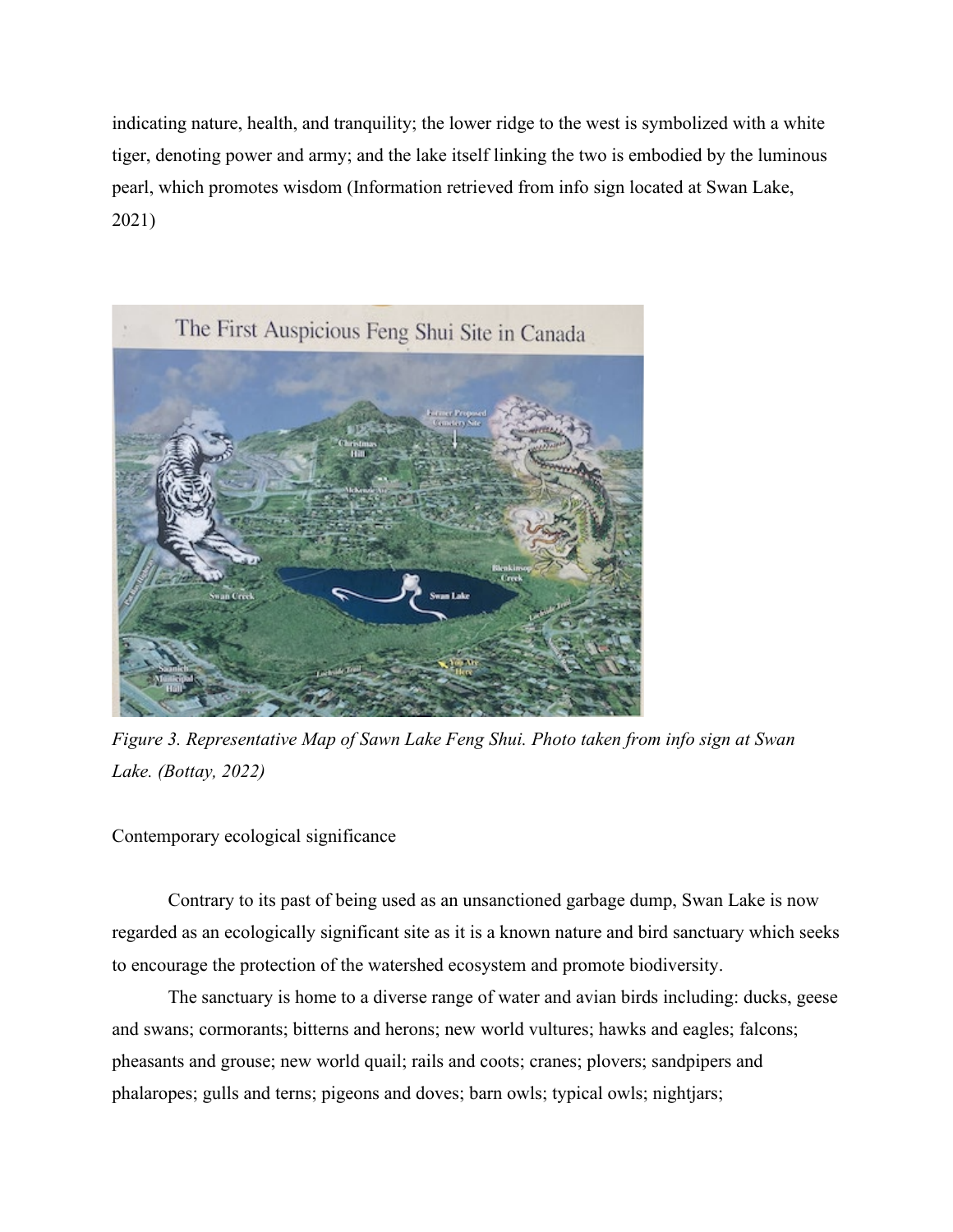indicating nature, health, and tranquility; the lower ridge to the west is symbolized with a white tiger, denoting power and army; and the lake itself linking the two is embodied by the luminous pearl, which promotes wisdom (Information retrieved from info sign located at Swan Lake, 2021)

*Figure 3. Representative Map of Sawn Lake Feng Shui. Photo taken from info sign at Swan Lake. (Bottay, 2022)*

Contemporary ecological significance

Contrary to its past of being used as an unsanctioned garbage dump, Swan Lake is now regarded as an ecologically significant site as it is a known nature and bird sanctuary which seeks to encourage the protection of the watershed ecosystem and promote biodiversity.

The sanctuary is home to a diverse range of water and avian birds including: ducks, geese and swans; cormorants; bitterns and herons; new world vultures; hawks and eagles; falcons; pheasants and grouse; new world quail; rails and coots; cranes; plovers; sandpipers and phalaropes; gulls and terns; pigeons and doves; barn owls; typical owls; nightjars;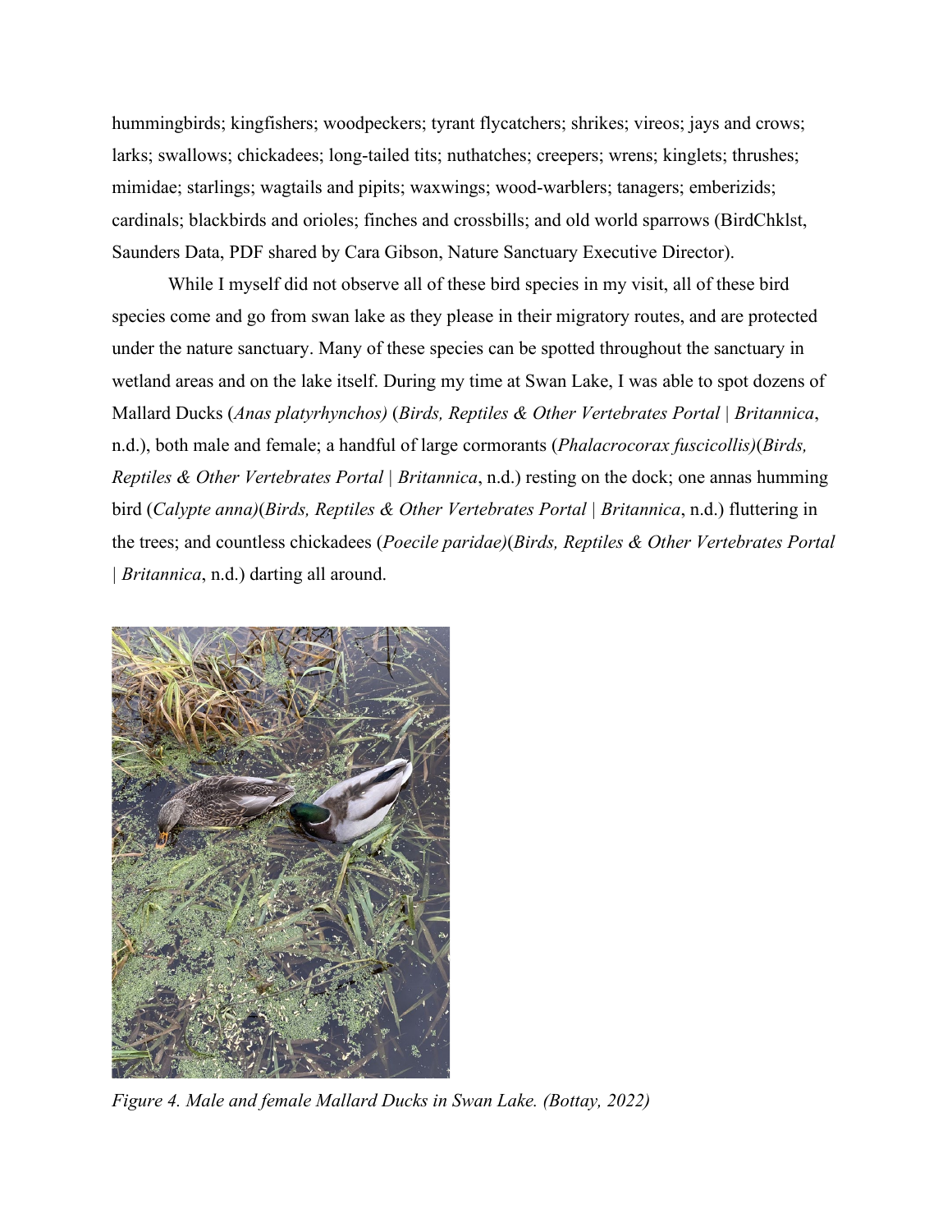hummingbirds; kingfishers; woodpeckers; tyrant flycatchers; shrikes; vireos; jays and crows; larks; swallows; chickadees; long-tailed tits; nuthatches; creepers; wrens; kinglets; thrushes; mimidae; starlings; wagtails and pipits; waxwings; wood-warblers; tanagers; emberizids; cardinals; blackbirds and orioles; finches and crossbills; and old world sparrows (BirdChklst, Saunders Data, PDF shared by Cara Gibson, Nature Sanctuary Executive Director).

While I myself did not observe all of these bird species in my visit, all of these bird species come and go from swan lake as they please in their migratory routes, and are protected under the nature sanctuary. Many of these species can be spotted throughout the sanctuary in wetland areas and on the lake itself. During my time at Swan Lake, I was able to spot dozens of Mallard Ducks (*Anas platyrhynchos)* (*Birds, Reptiles & Other Vertebrates Portal | Britannica*, n.d.), both male and female; a handful of large cormorants (*Phalacrocorax fuscicollis)*(*Birds, Reptiles & Other Vertebrates Portal | Britannica*, n.d.) resting on the dock; one annas humming bird (*Calypte anna)*(*Birds, Reptiles & Other Vertebrates Portal | Britannica*, n.d.) fluttering in the trees; and countless chickadees (*Poecile paridae)*(*Birds, Reptiles & Other Vertebrates Portal | Britannica*, n.d.) darting all around.

*Figure 4. Male and female Mallard Ducks in Swan Lake. (Bottay, 2022)*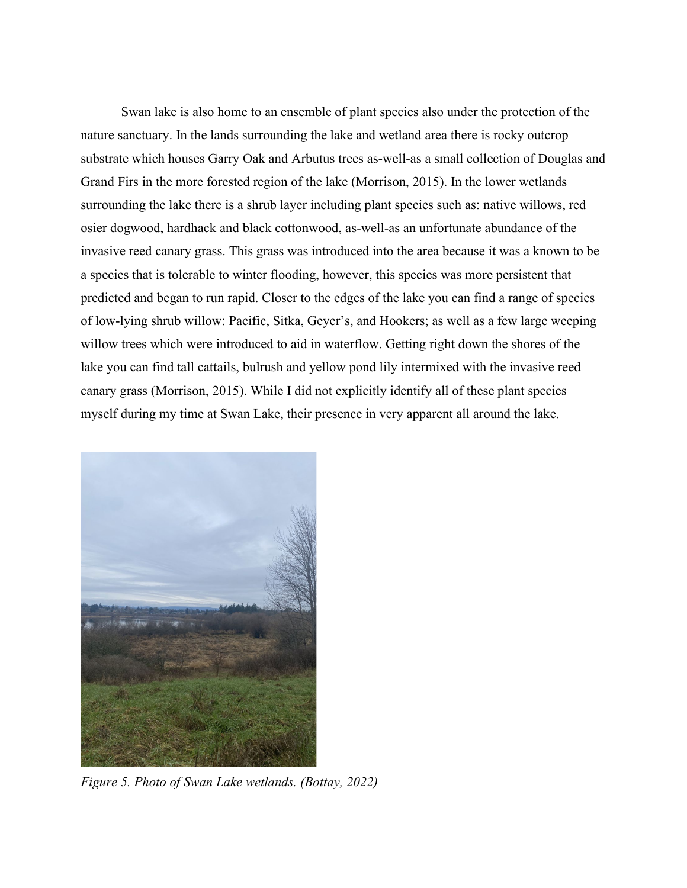Swan lake is also home to an ensemble of plant species also under the protection of the nature sanctuary. In the lands surrounding the lake and wetland area there is rocky outcrop substrate which houses Garry Oak and Arbutus trees as-well-as a small collection of Douglas and Grand Firs in the more forested region of the lake (Morrison, 2015). In the lower wetlands surrounding the lake there is a shrub layer including plant species such as: native willows, red osier dogwood, hardhack and black cottonwood, as-well-as an unfortunate abundance of the invasive reed canary grass. This grass was introduced into the area because it was a known to be a species that is tolerable to winter flooding, however, this species was more persistent that predicted and began to run rapid. Closer to the edges of the lake you can find a range of species of low-lying shrub willow: Pacific, Sitka, Geyer's, and Hookers; as well as a few large weeping willow trees which were introduced to aid in waterflow. Getting right down the shores of the lake you can find tall cattails, bulrush and yellow pond lily intermixed with the invasive reed canary grass (Morrison, 2015). While I did not explicitly identify all of these plant species myself during my time at Swan Lake, their presence in very apparent all around the lake.

*Figure 5. Photo of Swan Lake wetlands. (Bottay, 2022)*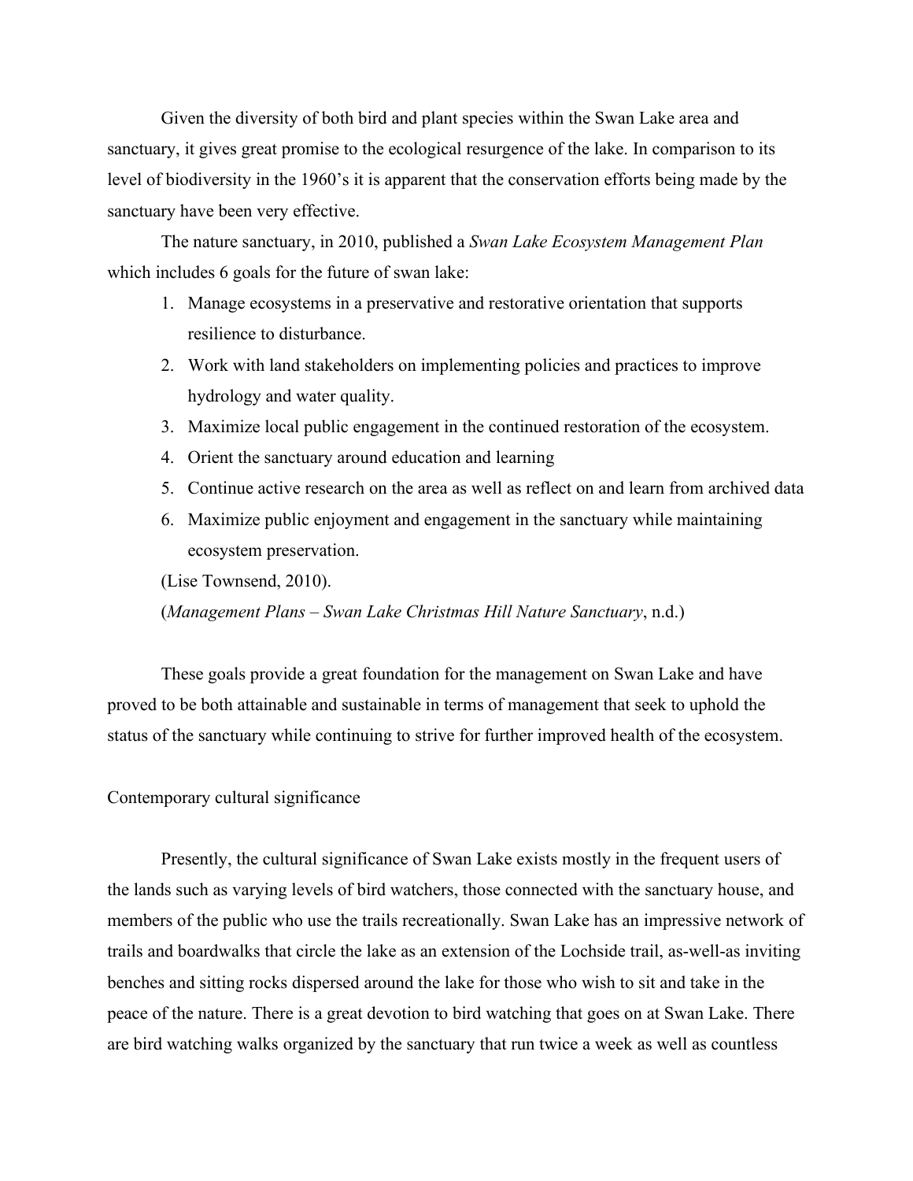Given the diversity of both bird and plant species within the Swan Lake area and sanctuary, it gives great promise to the ecological resurgence of the lake. In comparison to its level of biodiversity in the 1960's it is apparent that the conservation efforts being made by the sanctuary have been very effective.

The nature sanctuary, in 2010, published a *Swan Lake Ecosystem Management Plan* which includes 6 goals for the future of swan lake:

1. Manage ecosystems in a preservative and restorative orientation that supports resilience to disturbance.
2. Work with land stakeholders on implementing policies and practices to improve hydrology and water quality.
3. Maximize local public engagement in the continued restoration of the ecosystem.
4. Orient the sanctuary around education and learning
5. Continue active research on the area as well as reflect on and learn from archived data
6. Maximize public enjoyment and engagement in the sanctuary while maintaining ecosystem preservation.

(Lise Townsend, 2010).

(*Management Plans – Swan Lake Christmas Hill Nature Sanctuary*, n.d.)

These goals provide a great foundation for the management on Swan Lake and have proved to be both attainable and sustainable in terms of management that seek to uphold the status of the sanctuary while continuing to strive for further improved health of the ecosystem.

## Contemporary cultural significance

Presently, the cultural significance of Swan Lake exists mostly in the frequent users of the lands such as varying levels of bird watchers, those connected with the sanctuary house, and members of the public who use the trails recreationally. Swan Lake has an impressive network of trails and boardwalks that circle the lake as an extension of the Lochside trail, as-well-as inviting benches and sitting rocks dispersed around the lake for those who wish to sit and take in the peace of the nature. There is a great devotion to bird watching that goes on at Swan Lake. There are bird watching walks organized by the sanctuary that run twice a week as well as countless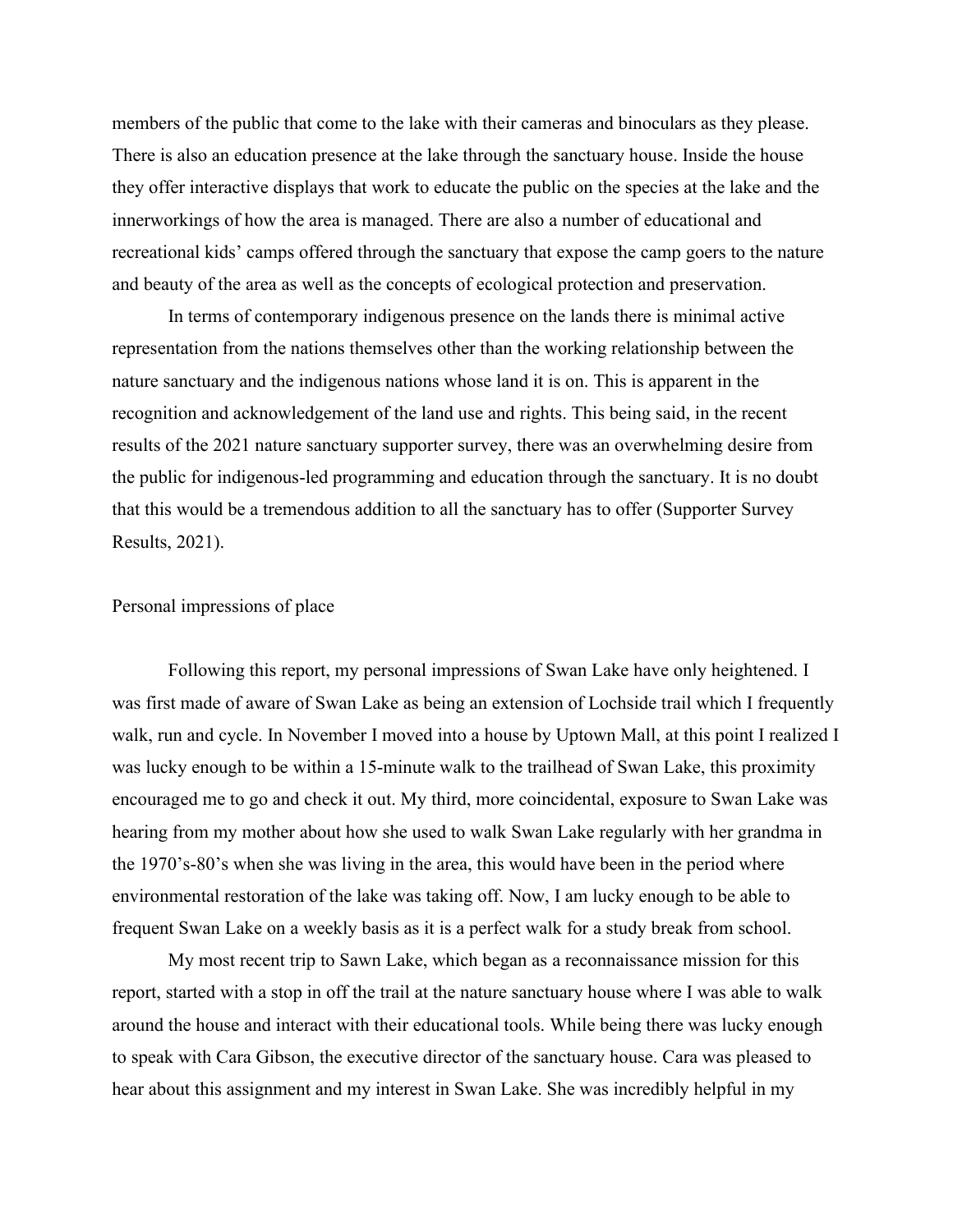members of the public that come to the lake with their cameras and binoculars as they please. There is also an education presence at the lake through the sanctuary house. Inside the house they offer interactive displays that work to educate the public on the species at the lake and the innerworkings of how the area is managed. There are also a number of educational and recreational kids' camps offered through the sanctuary that expose the camp goers to the nature and beauty of the area as well as the concepts of ecological protection and preservation.

In terms of contemporary indigenous presence on the lands there is minimal active representation from the nations themselves other than the working relationship between the nature sanctuary and the indigenous nations whose land it is on. This is apparent in the recognition and acknowledgement of the land use and rights. This being said, in the recent results of the 2021 nature sanctuary supporter survey, there was an overwhelming desire from the public for indigenous-led programming and education through the sanctuary. It is no doubt that this would be a tremendous addition to all the sanctuary has to offer (Supporter Survey Results, 2021).

## Personal impressions of place

Following this report, my personal impressions of Swan Lake have only heightened. I was first made of aware of Swan Lake as being an extension of Lochside trail which I frequently walk, run and cycle. In November I moved into a house by Uptown Mall, at this point I realized I was lucky enough to be within a 15-minute walk to the trailhead of Swan Lake, this proximity encouraged me to go and check it out. My third, more coincidental, exposure to Swan Lake was hearing from my mother about how she used to walk Swan Lake regularly with her grandma in the 1970's-80's when she was living in the area, this would have been in the period where environmental restoration of the lake was taking off. Now, I am lucky enough to be able to frequent Swan Lake on a weekly basis as it is a perfect walk for a study break from school.

My most recent trip to Sawn Lake, which began as a reconnaissance mission for this report, started with a stop in off the trail at the nature sanctuary house where I was able to walk around the house and interact with their educational tools. While being there was lucky enough to speak with Cara Gibson, the executive director of the sanctuary house. Cara was pleased to hear about this assignment and my interest in Swan Lake. She was incredibly helpful in my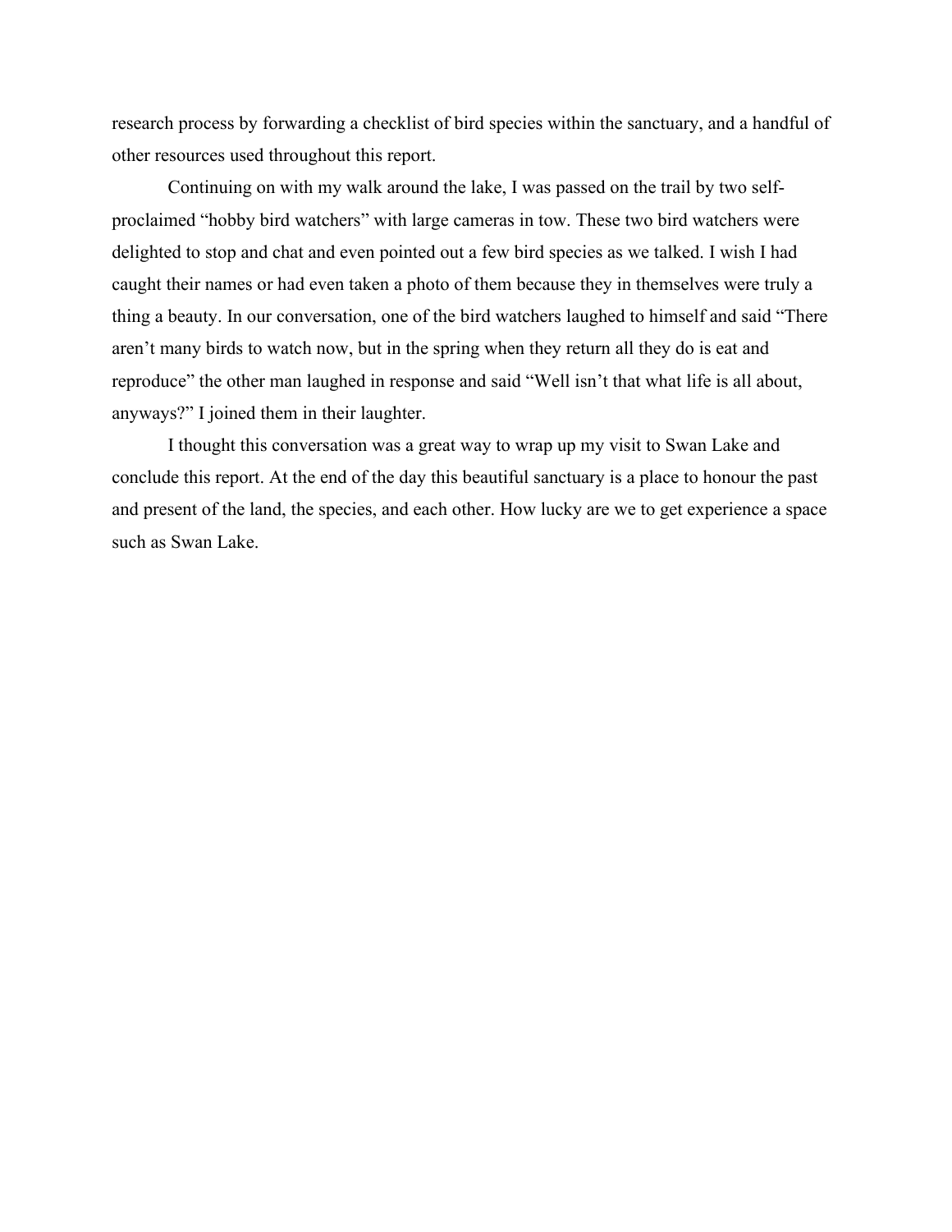research process by forwarding a checklist of bird species within the sanctuary, and a handful of other resources used throughout this report.

Continuing on with my walk around the lake, I was passed on the trail by two self-proclaimed "hobby bird watchers" with large cameras in tow. These two bird watchers were delighted to stop and chat and even pointed out a few bird species as we talked. I wish I had caught their names or had even taken a photo of them because they in themselves were truly a thing a beauty. In our conversation, one of the bird watchers laughed to himself and said "There aren't many birds to watch now, but in the spring when they return all they do is eat and reproduce" the other man laughed in response and said "Well isn't that what life is all about, anyways?" I joined them in their laughter.

I thought this conversation was a great way to wrap up my visit to Swan Lake and conclude this report. At the end of the day this beautiful sanctuary is a place to honour the past and present of the land, the species, and each other. How lucky are we to get experience a space such as Swan Lake.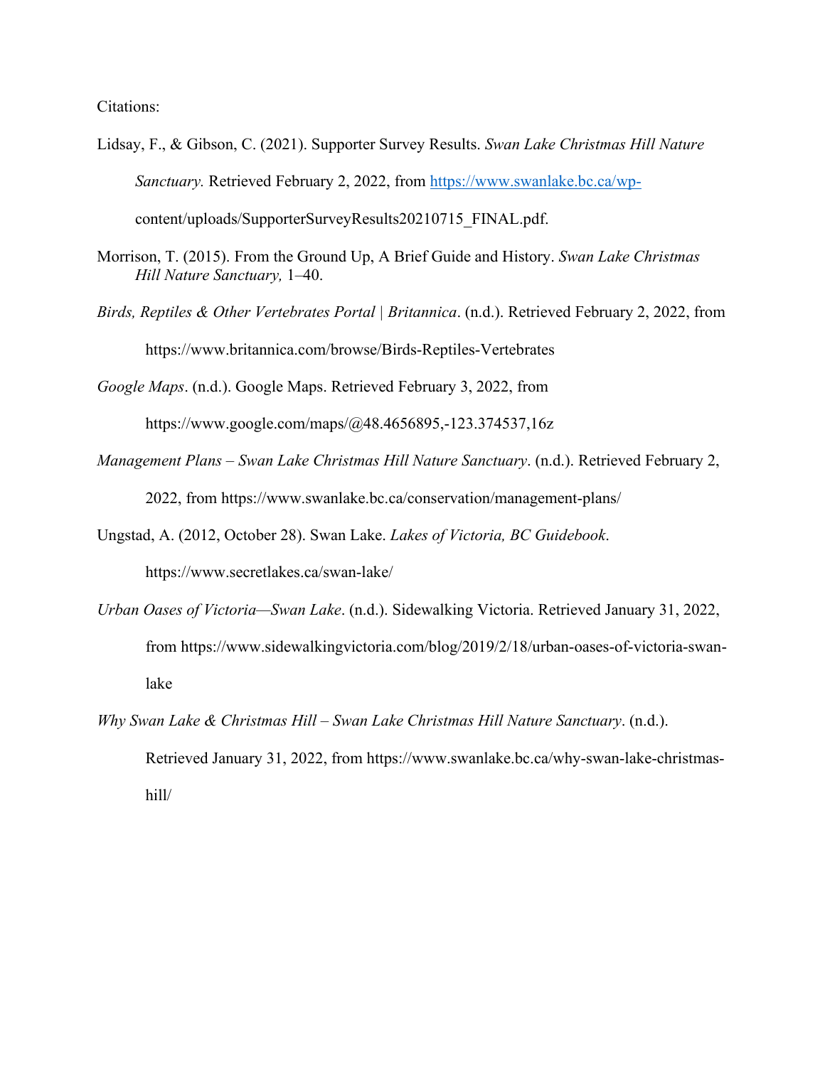Citations:

Lidsay, F., & Gibson, C. (2021). Supporter Survey Results. *Swan Lake Christmas Hill Nature Sanctuary.* Retrieved February 2, 2022, from https://www.swanlake.bc.ca/wp-content/uploads/SupporterSurveyResults20210715_FINAL.pdf.

Morrison, T. (2015). From the Ground Up, A Brief Guide and History. *Swan Lake Christmas Hill Nature Sanctuary,* 1–40.

*Birds, Reptiles & Other Vertebrates Portal | Britannica*. (n.d.). Retrieved February 2, 2022, from https://www.britannica.com/browse/Birds-Reptiles-Vertebrates

*Google Maps*. (n.d.). Google Maps. Retrieved February 3, 2022, from https://www.google.com/maps/@48.4656895,-123.374537,16z

*Management Plans – Swan Lake Christmas Hill Nature Sanctuary*. (n.d.). Retrieved February 2, 2022, from https://www.swanlake.bc.ca/conservation/management-plans/

Ungstad, A. (2012, October 28). Swan Lake. *Lakes of Victoria, BC Guidebook*. https://www.secretlakes.ca/swan-lake/

*Urban Oases of Victoria—Swan Lake*. (n.d.). Sidewalking Victoria. Retrieved January 31, 2022, from https://www.sidewalkingvictoria.com/blog/2019/2/18/urban-oases-of-victoria-swan-lake

*Why Swan Lake & Christmas Hill – Swan Lake Christmas Hill Nature Sanctuary*. (n.d.). Retrieved January 31, 2022, from https://www.swanlake.bc.ca/why-swan-lake-christmas-hill/